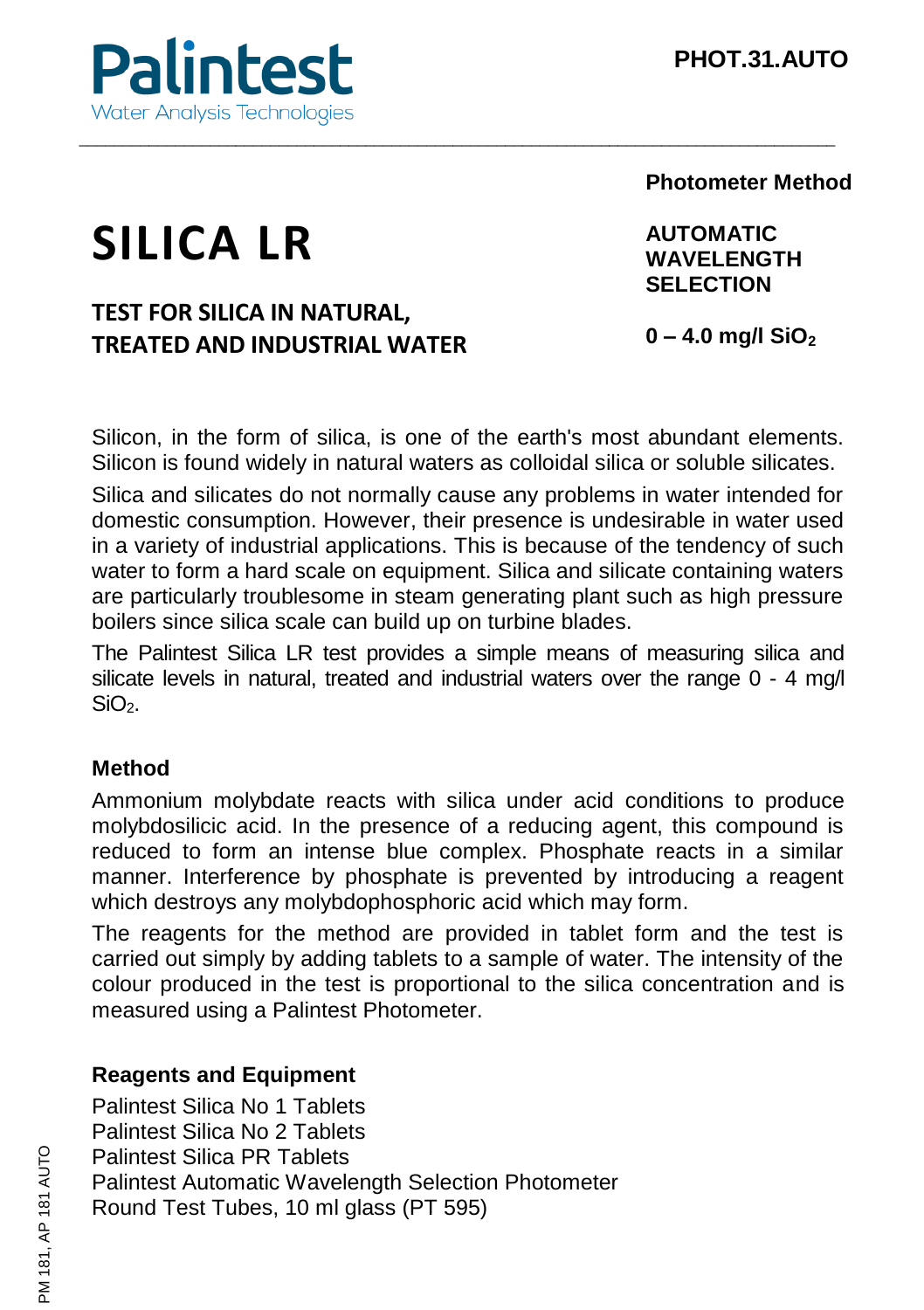Palintest
Water Analysis Technologies

PHOT.31.AUTO

Photometer Method

# SILICA LR

AUTOMATIC WAVELENGTH SELECTION

## TEST FOR SILICA IN NATURAL, TREATED AND INDUSTRIAL WATER

**0 – 4.0 mg/l $SiO_2$**

Silicon, in the form of silica, is one of the earth's most abundant elements. Silicon is found widely in natural waters as colloidal silica or soluble silicates.

Silica and silicates do not normally cause any problems in water intended for domestic consumption. However, their presence is undesirable in water used in a variety of industrial applications. This is because of the tendency of such water to form a hard scale on equipment. Silica and silicate containing waters are particularly troublesome in steam generating plant such as high pressure boilers since silica scale can build up on turbine blades.

The Palintest Silica LR test provides a simple means of measuring silica and silicate levels in natural, treated and industrial waters over the range 0 - 4 mg/l $SiO_2$.

### Method

Ammonium molybdate reacts with silica under acid conditions to produce molybdosilicic acid. In the presence of a reducing agent, this compound is reduced to form an intense blue complex. Phosphate reacts in a similar manner. Interference by phosphate is prevented by introducing a reagent which destroys any molybdophosphoric acid which may form.

The reagents for the method are provided in tablet form and the test is carried out simply by adding tablets to a sample of water. The intensity of the colour produced in the test is proportional to the silica concentration and is measured using a Palintest Photometer.

### Reagents and Equipment

Palintest Silica No 1 Tablets
Palintest Silica No 2 Tablets
Palintest Silica PR Tablets
Palintest Automatic Wavelength Selection Photometer
Round Test Tubes, 10 ml glass (PT 595)

PM 181, AP 181 AUTO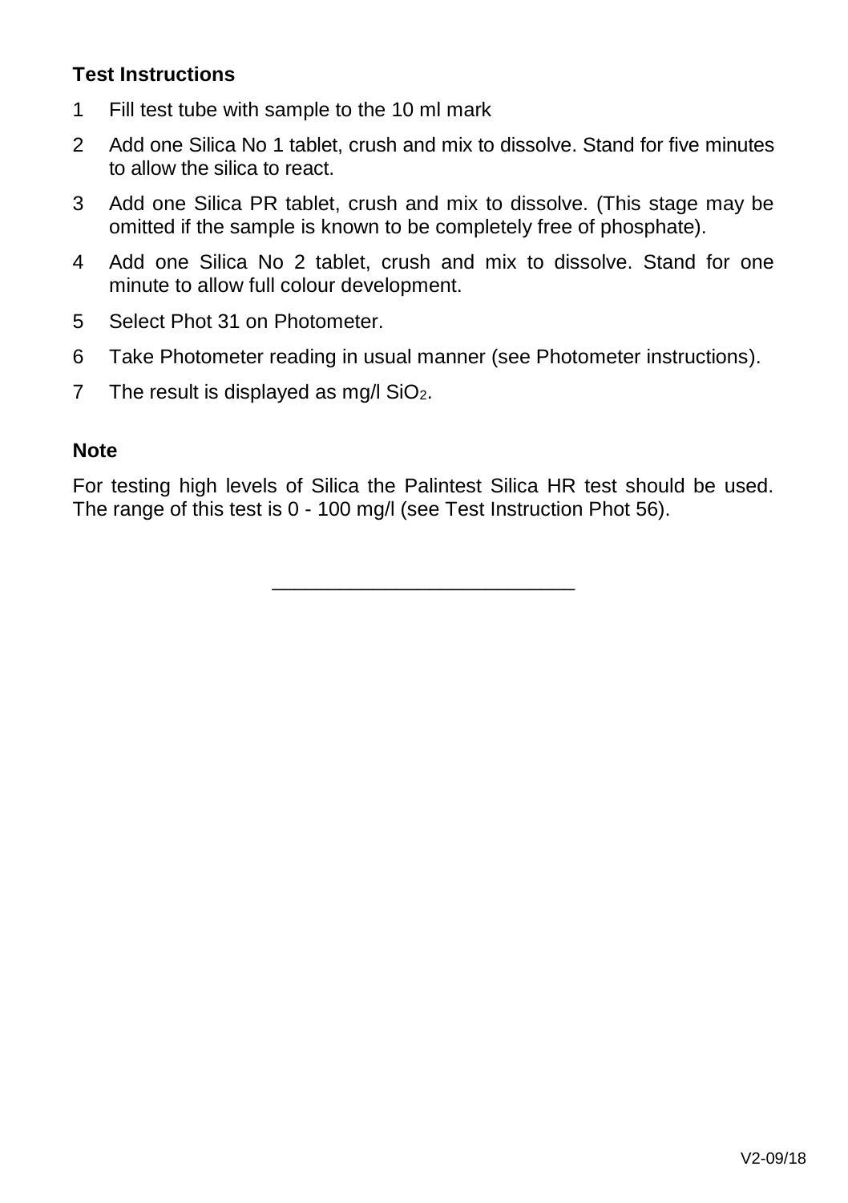### Test Instructions

1. Fill test tube with sample to the 10 ml mark
2. Add one Silica No 1 tablet, crush and mix to dissolve. Stand for five minutes to allow the silica to react.
3. Add one Silica PR tablet, crush and mix to dissolve. (This stage may be omitted if the sample is known to be completely free of phosphate).
4. Add one Silica No 2 tablet, crush and mix to dissolve. Stand for one minute to allow full colour development.
5. Select Phot 31 on Photometer.
6. Take Photometer reading in usual manner (see Photometer instructions).
7. The result is displayed as mg/l $SiO_2$.

### Note

For testing high levels of Silica the Palintest Silica HR test should be used. The range of this test is 0 - 100 mg/l (see Test Instruction Phot 56).

---

V2-09/18